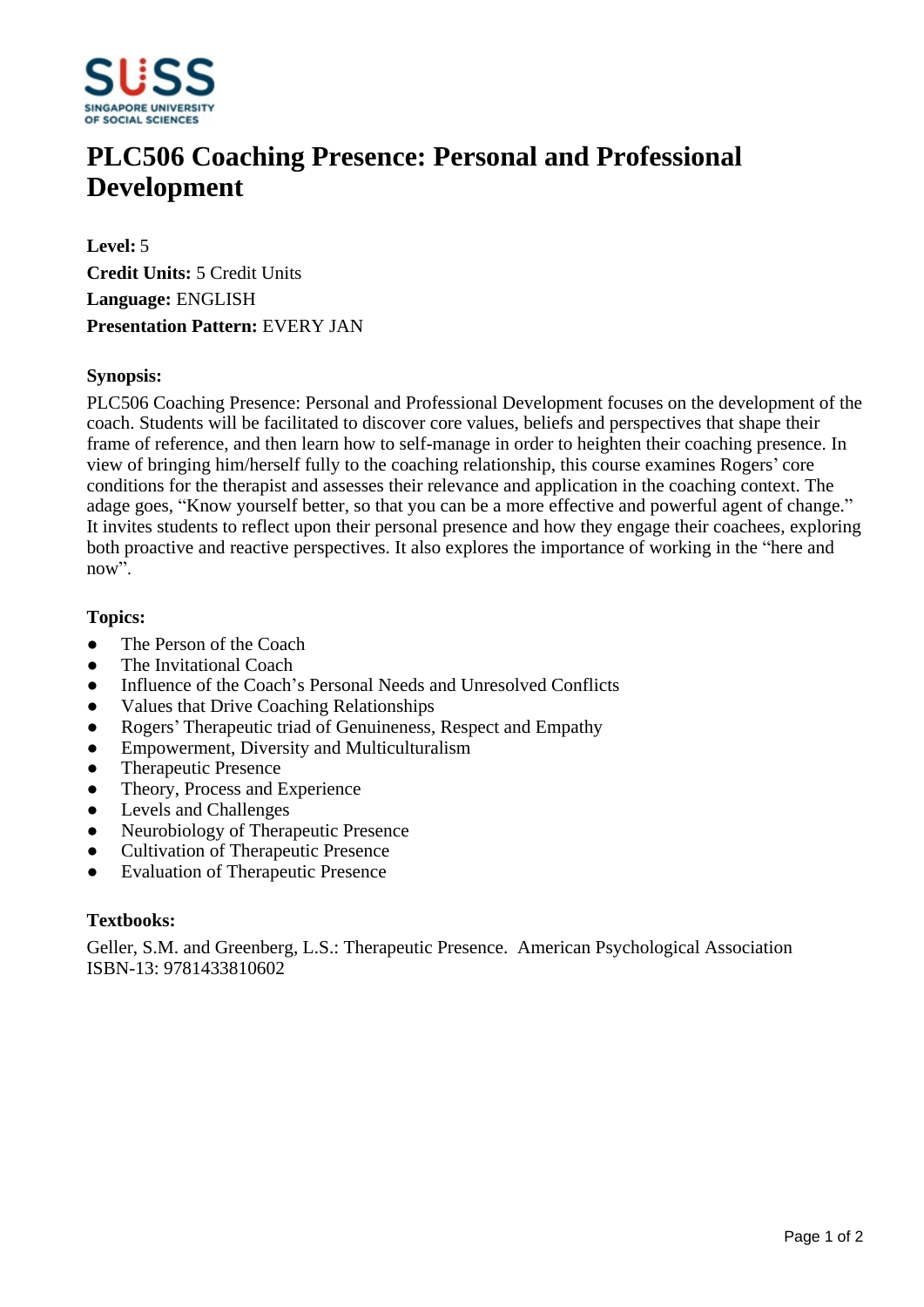# PLC506 Coaching Presence: Personal and Professional Development

**Level:** 5
**Credit Units:** 5 Credit Units
**Language:** ENGLISH
**Presentation Pattern:** EVERY JAN

**Synopsis:**

PLC506 Coaching Presence: Personal and Professional Development focuses on the development of the coach. Students will be facilitated to discover core values, beliefs and perspectives that shape their frame of reference, and then learn how to self-manage in order to heighten their coaching presence. In view of bringing him/herself fully to the coaching relationship, this course examines Rogers' core conditions for the therapist and assesses their relevance and application in the coaching context. The adage goes, "Know yourself better, so that you can be a more effective and powerful agent of change." It invites students to reflect upon their personal presence and how they engage their coachees, exploring both proactive and reactive perspectives. It also explores the importance of working in the "here and now".

**Topics:**

- The Person of the Coach
- The Invitational Coach
- Influence of the Coach's Personal Needs and Unresolved Conflicts
- Values that Drive Coaching Relationships
- Rogers' Therapeutic triad of Genuineness, Respect and Empathy
- Empowerment, Diversity and Multiculturalism
- Therapeutic Presence
- Theory, Process and Experience
- Levels and Challenges
- Neurobiology of Therapeutic Presence
- Cultivation of Therapeutic Presence
- Evaluation of Therapeutic Presence

**Textbooks:**

Geller, S.M. and Greenberg, L.S.: Therapeutic Presence. American Psychological Association
ISBN-13: 9781433810602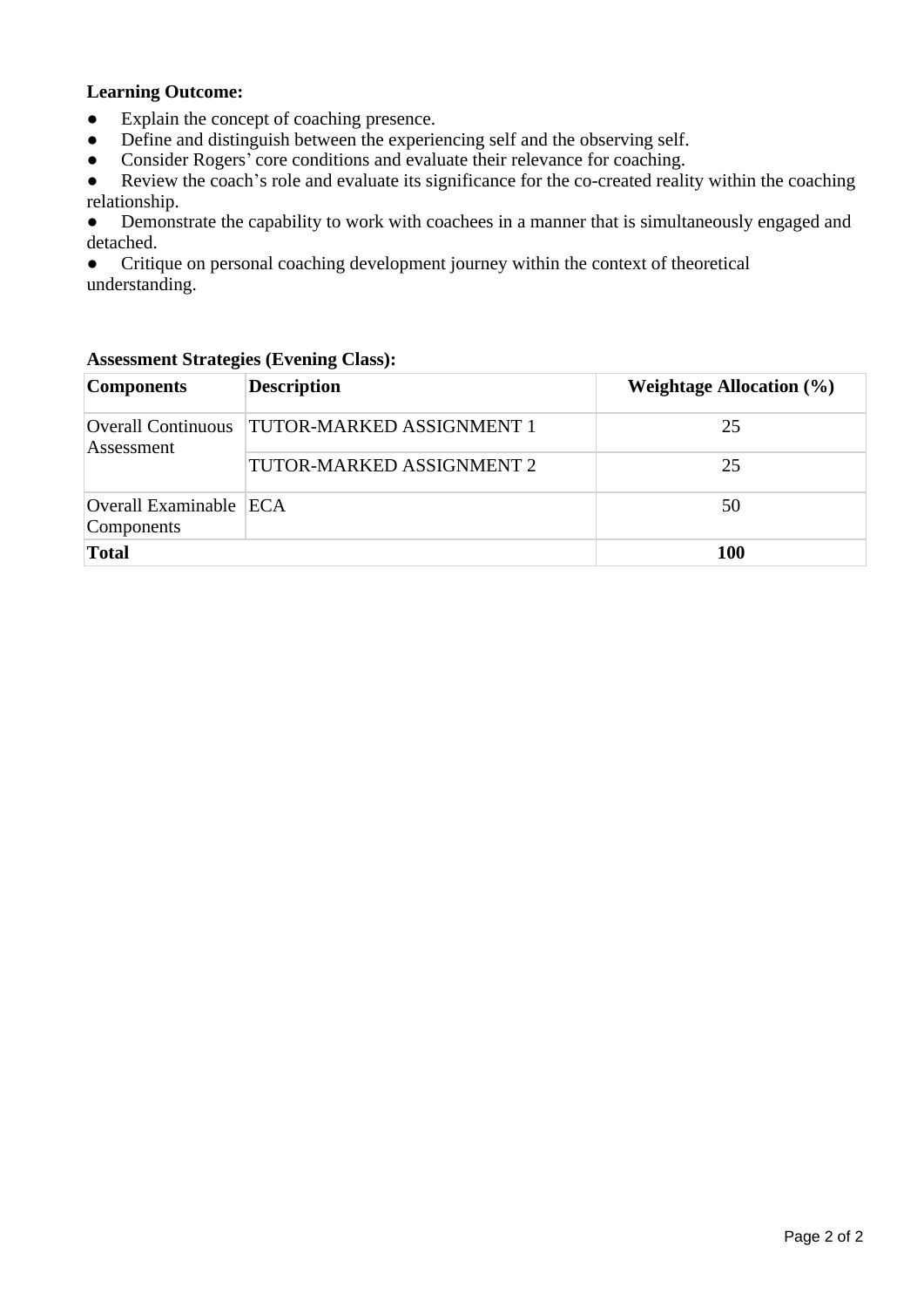**Learning Outcome:**

- Explain the concept of coaching presence.
- Define and distinguish between the experiencing self and the observing self.
- Consider Rogers' core conditions and evaluate their relevance for coaching.
- Review the coach's role and evaluate its significance for the co-created reality within the coaching relationship.
- Demonstrate the capability to work with coachees in a manner that is simultaneously engaged and detached.
- Critique on personal coaching development journey within the context of theoretical understanding.

**Assessment Strategies (Evening Class):**

| Components | Description | Weightage Allocation (%) |
|---|---|---|
| Overall Continuous Assessment | TUTOR-MARKED ASSIGNMENT 1 | 25 |
| | TUTOR-MARKED ASSIGNMENT 2 | 25 |
| Overall Examinable Components | ECA | 50 |
| **Total** | | **100** |